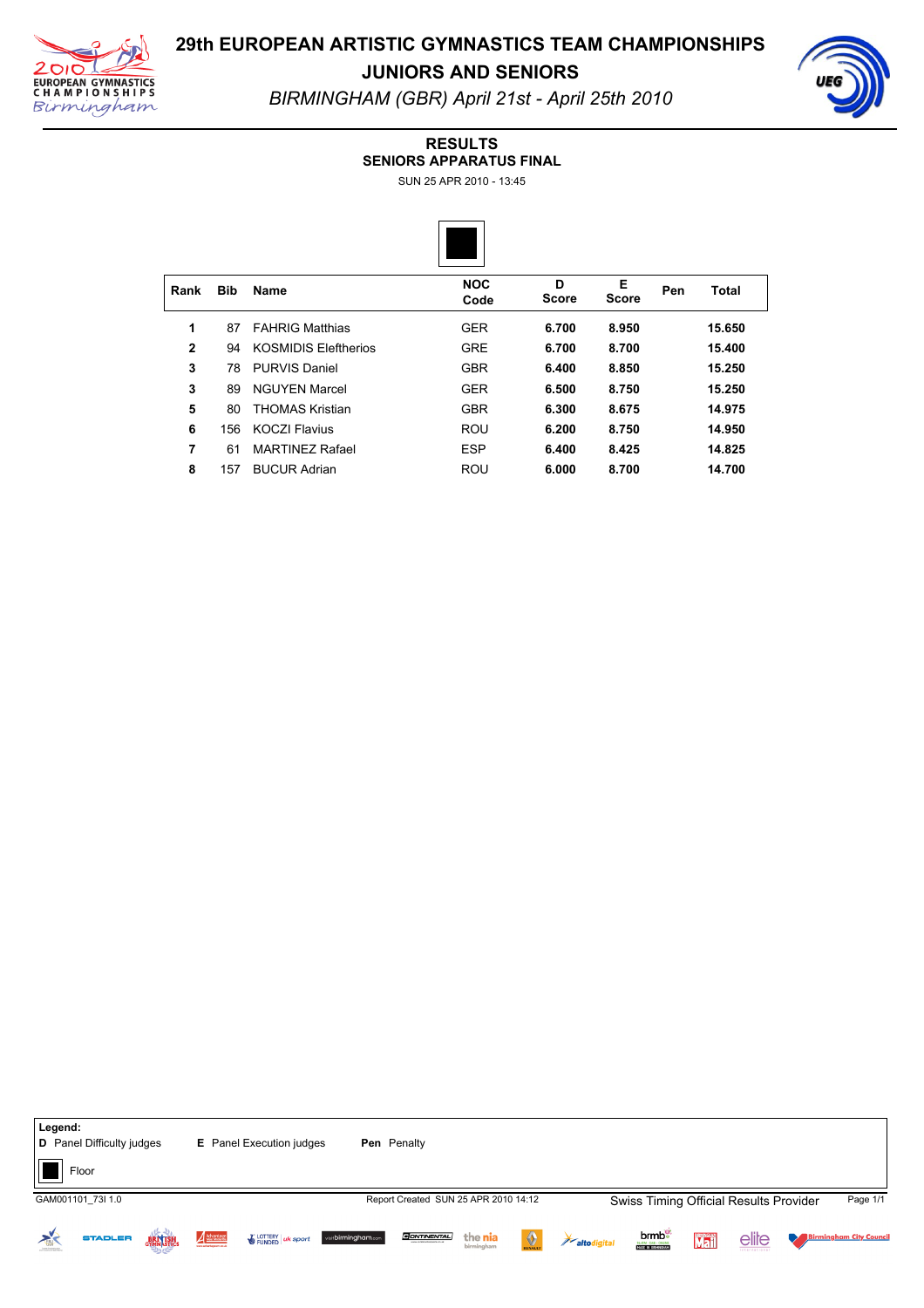# 29th EUROPEAN ARTISTIC GYMNASTICS TEAM CHAMPIONSHIPS

## JUNIORS AND SENIORS

*BIRMINGHAM (GBR) April 21st - April 25th 2010*

### RESULTS
### SENIORS APPARATUS FINAL

SUN 25 APR 2010 - 13:45

| Rank | Bib | Name | NOC Code | D Score | E Score | Pen | Total |
|---|---|---|---|---|---|---|---|
| 1 | 87 | FAHRIG Matthias | GER | **6.700** | **8.950** | | **15.650** |
| 2 | 94 | KOSMIDIS Eleftherios | GRE | **6.700** | **8.700** | | **15.400** |
| 3 | 78 | PURVIS Daniel | GBR | **6.400** | **8.850** | | **15.250** |
| 3 | 89 | NGUYEN Marcel | GER | **6.500** | **8.750** | | **15.250** |
| 5 | 80 | THOMAS Kristian | GBR | **6.300** | **8.675** | | **14.975** |
| 6 | 156 | KOCZI Flavius | ROU | **6.200** | **8.750** | | **14.950** |
| 7 | 61 | MARTINEZ Rafael | ESP | **6.400** | **8.425** | | **14.825** |
| 8 | 157 | BUCUR Adrian | ROU | **6.000** | **8.700** | | **14.700** |

**Legend:**
**D** Panel Difficulty judges    **E** Panel Execution judges    **Pen** Penalty

Floor

GAM001101_73I 1.0    Report Created SUN 25 APR 2010 14:12    Swiss Timing Official Results Provider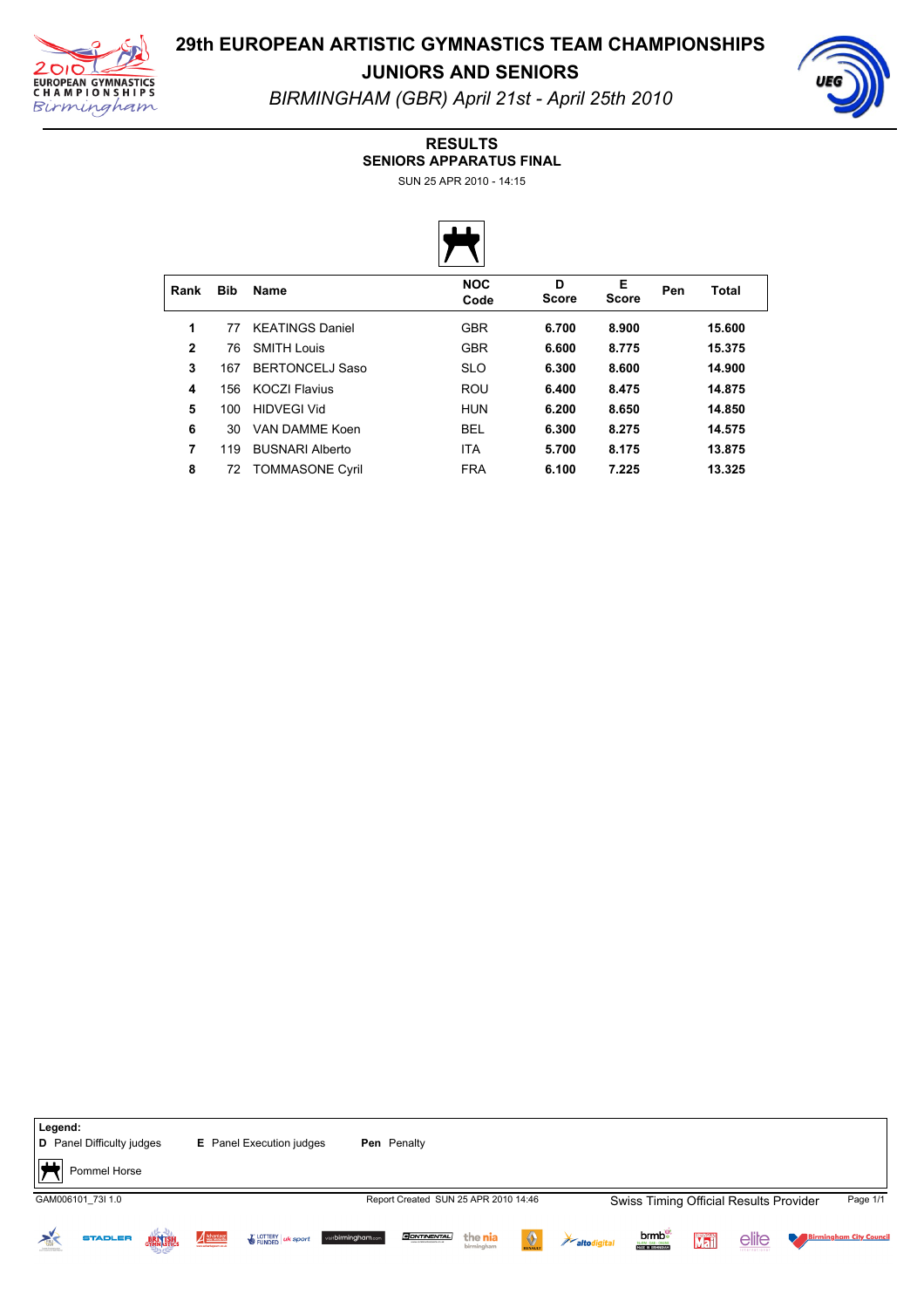# 29th EUROPEAN ARTISTIC GYMNASTICS TEAM CHAMPIONSHIPS

## JUNIORS AND SENIORS

*BIRMINGHAM (GBR) April 21st - April 25th 2010*

### RESULTS
### SENIORS APPARATUS FINAL

SUN 25 APR 2010 - 14:15

| Rank | Bib | Name | NOC Code | D Score | E Score | Pen | Total |
|---|---|---|---|---|---|---|---|
| 1 | 77 | KEATINGS Daniel | GBR | **6.700** | **8.900** | | **15.600** |
| 2 | 76 | SMITH Louis | GBR | **6.600** | **8.775** | | **15.375** |
| 3 | 167 | BERTONCELJ Saso | SLO | **6.300** | **8.600** | | **14.900** |
| 4 | 156 | KOCZI Flavius | ROU | **6.400** | **8.475** | | **14.875** |
| 5 | 100 | HIDVEGI Vid | HUN | **6.200** | **8.650** | | **14.850** |
| 6 | 30 | VAN DAMME Koen | BEL | **6.300** | **8.275** | | **14.575** |
| 7 | 119 | BUSNARI Alberto | ITA | **5.700** | **8.175** | | **13.875** |
| 8 | 72 | TOMMASONE Cyril | FRA | **6.100** | **7.225** | | **13.325** |

**Legend:**

**D** Panel Difficulty judges  **E** Panel Execution judges  **Pen** Penalty

Pommel Horse

GAM006101_73I 1.0  Report Created SUN 25 APR 2010 14:46  Swiss Timing Official Results Provider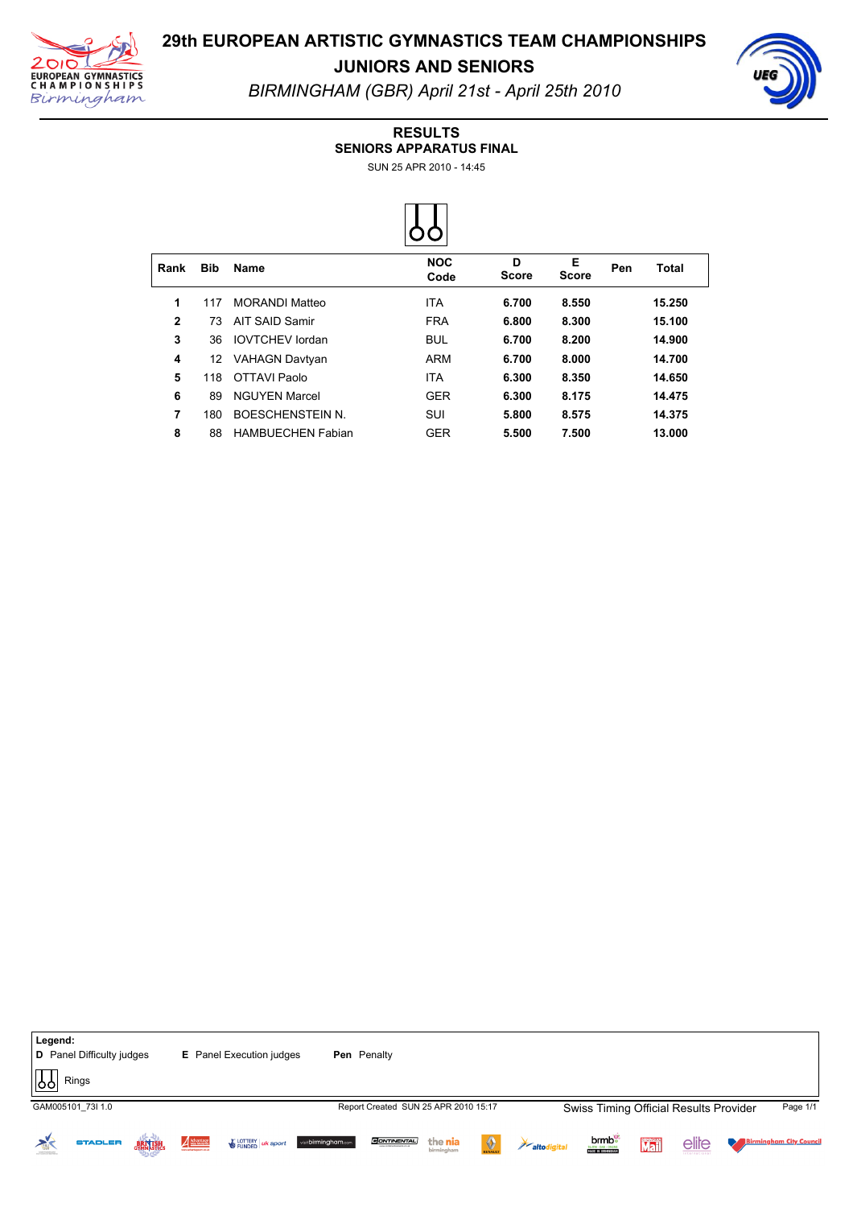# 29th EUROPEAN ARTISTIC GYMNASTICS TEAM CHAMPIONSHIPS

## JUNIORS AND SENIORS

*BIRMINGHAM (GBR) April 21st - April 25th 2010*

### RESULTS
### SENIORS APPARATUS FINAL

SUN 25 APR 2010 - 14:45

Rings

| Rank | Bib | Name | NOC Code | D Score | E Score | Pen | Total |
|---|---|---|---|---|---|---|---|
| 1 | 117 | MORANDI Matteo | ITA | **6.700** | **8.550** | | **15.250** |
| 2 | 73 | AIT SAID Samir | FRA | **6.800** | **8.300** | | **15.100** |
| 3 | 36 | IOVTCHEV Iordan | BUL | **6.700** | **8.200** | | **14.900** |
| 4 | 12 | VAHAGN Davtyan | ARM | **6.700** | **8.000** | | **14.700** |
| 5 | 118 | OTTAVI Paolo | ITA | **6.300** | **8.350** | | **14.650** |
| 6 | 89 | NGUYEN Marcel | GER | **6.300** | **8.175** | | **14.475** |
| 7 | 180 | BOESCHENSTEIN N. | SUI | **5.800** | **8.575** | | **14.375** |
| 8 | 88 | HAMBUECHEN Fabian | GER | **5.500** | **7.500** | | **13.000** |

**Legend:**
**D** Panel Difficulty judges &nbsp;&nbsp; **E** Panel Execution judges &nbsp;&nbsp; **Pen** Penalty

Rings

GAM005101_73I 1.0 &nbsp;&nbsp; Report Created SUN 25 APR 2010 15:17 &nbsp;&nbsp; Swiss Timing Official Results Provider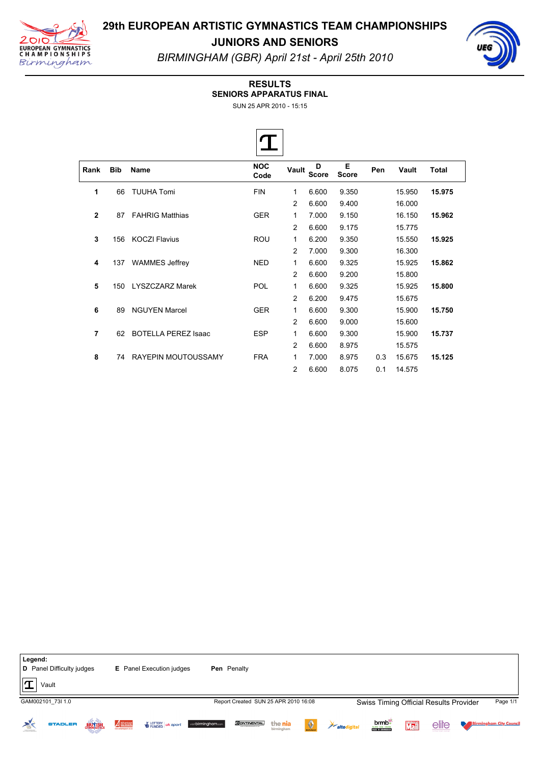# 29th EUROPEAN ARTISTIC GYMNASTICS TEAM CHAMPIONSHIPS

## JUNIORS AND SENIORS

*BIRMINGHAM (GBR) April 21st - April 25th 2010*

### RESULTS
### SENIORS APPARATUS FINAL

SUN 25 APR 2010 - 15:15

Vault

| Rank | Bib | Name | NOC Code | Vault | D Score | E Score | Pen | Vault | Total |
|---|---|---|---|---|---|---|---|---|---|
| 1 | 66 | TUUHA Tomi | FIN | 1 | 6.600 | 9.350 | | 15.950 | **15.975** |
| | | | | 2 | 6.600 | 9.400 | | 16.000 | |
| 2 | 87 | FAHRIG Matthias | GER | 1 | 7.000 | 9.150 | | 16.150 | **15.962** |
| | | | | 2 | 6.600 | 9.175 | | 15.775 | |
| 3 | 156 | KOCZI Flavius | ROU | 1 | 6.200 | 9.350 | | 15.550 | **15.925** |
| | | | | 2 | 7.000 | 9.300 | | 16.300 | |
| 4 | 137 | WAMMES Jeffrey | NED | 1 | 6.600 | 9.325 | | 15.925 | **15.862** |
| | | | | 2 | 6.600 | 9.200 | | 15.800 | |
| 5 | 150 | LYSZCZARZ Marek | POL | 1 | 6.600 | 9.325 | | 15.925 | **15.800** |
| | | | | 2 | 6.200 | 9.475 | | 15.675 | |
| 6 | 89 | NGUYEN Marcel | GER | 1 | 6.600 | 9.300 | | 15.900 | **15.750** |
| | | | | 2 | 6.600 | 9.000 | | 15.600 | |
| 7 | 62 | BOTELLA PEREZ Isaac | ESP | 1 | 6.600 | 9.300 | | 15.900 | **15.737** |
| | | | | 2 | 6.600 | 8.975 | | 15.575 | |
| 8 | 74 | RAYEPIN MOUTOUSSAMY | FRA | 1 | 7.000 | 8.975 | 0.3 | 15.675 | **15.125** |
| | | | | 2 | 6.600 | 8.075 | 0.1 | 14.575 | |

**Legend:**
**D** Panel Difficulty judges **E** Panel Execution judges **Pen** Penalty
Vault

GAM002101_73I 1.0 Report Created SUN 25 APR 2010 16:08 Swiss Timing Official Results Provider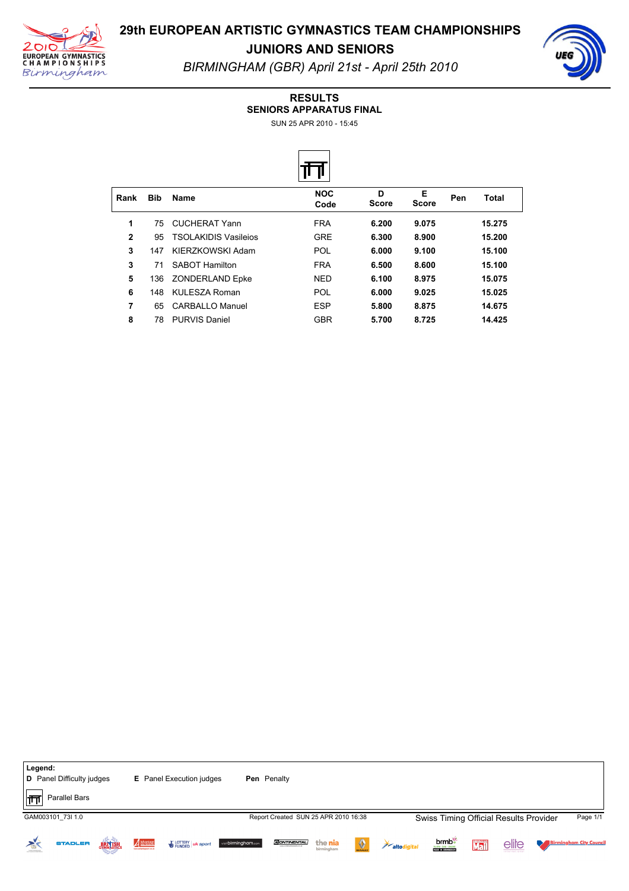# 29th EUROPEAN ARTISTIC GYMNASTICS TEAM CHAMPIONSHIPS

## JUNIORS AND SENIORS

*BIRMINGHAM (GBR) April 21st - April 25th 2010*

### RESULTS
### SENIORS APPARATUS FINAL

SUN 25 APR 2010 - 15:45

| Rank | Bib | Name | NOC Code | D Score | E Score | Pen | Total |
|---|---|---|---|---|---|---|---|
| 1 | 75 | CUCHERAT Yann | FRA | 6.200 | 9.075 | | 15.275 |
| 2 | 95 | TSOLAKIDIS Vasileios | GRE | 6.300 | 8.900 | | 15.200 |
| 3 | 147 | KIERZKOWSKI Adam | POL | 6.000 | 9.100 | | 15.100 |
| 3 | 71 | SABOT Hamilton | FRA | 6.500 | 8.600 | | 15.100 |
| 5 | 136 | ZONDERLAND Epke | NED | 6.100 | 8.975 | | 15.075 |
| 6 | 148 | KULESZA Roman | POL | 6.000 | 9.025 | | 15.025 |
| 7 | 65 | CARBALLO Manuel | ESP | 5.800 | 8.875 | | 14.675 |
| 8 | 78 | PURVIS Daniel | GBR | 5.700 | 8.725 | | 14.425 |

**Legend:**
**D** Panel Difficulty judges **E** Panel Execution judges **Pen** Penalty

Parallel Bars

GAM003101_73I 1.0 Report Created SUN 25 APR 2010 16:38 Swiss Timing Official Results Provider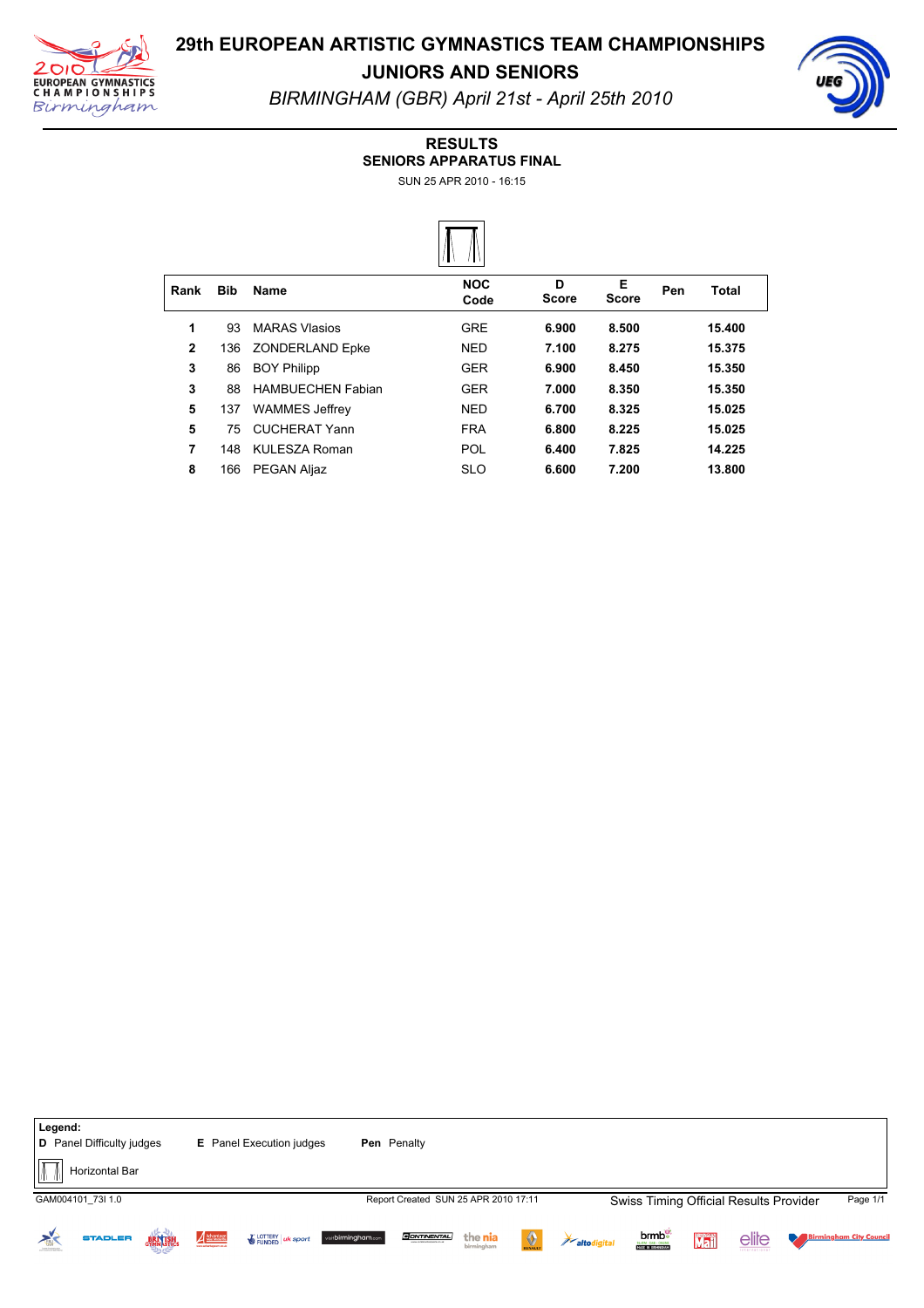# 29th EUROPEAN ARTISTIC GYMNASTICS TEAM CHAMPIONSHIPS

## JUNIORS AND SENIORS

*BIRMINGHAM (GBR) April 21st - April 25th 2010*

### RESULTS
### SENIORS APPARATUS FINAL

SUN 25 APR 2010 - 16:15

| Rank | Bib | Name | NOC Code | D Score | E Score | Pen | Total |
|---|---|---|---|---|---|---|---|
| 1 | 93 | MARAS Vlasios | GRE | **6.900** | **8.500** | | **15.400** |
| 2 | 136 | ZONDERLAND Epke | NED | **7.100** | **8.275** | | **15.375** |
| 3 | 86 | BOY Philipp | GER | **6.900** | **8.450** | | **15.350** |
| 3 | 88 | HAMBUECHEN Fabian | GER | **7.000** | **8.350** | | **15.350** |
| 5 | 137 | WAMMES Jeffrey | NED | **6.700** | **8.325** | | **15.025** |
| 5 | 75 | CUCHERAT Yann | FRA | **6.800** | **8.225** | | **15.025** |
| 7 | 148 | KULESZA Roman | POL | **6.400** | **7.825** | | **14.225** |
| 8 | 166 | PEGAN Aljaz | SLO | **6.600** | **7.200** | | **13.800** |

**Legend:**
**D** Panel Difficulty judges **E** Panel Execution judges **Pen** Penalty

Horizontal Bar

GAM004101_73I 1.0 Report Created SUN 25 APR 2010 17:11 Swiss Timing Official Results Provider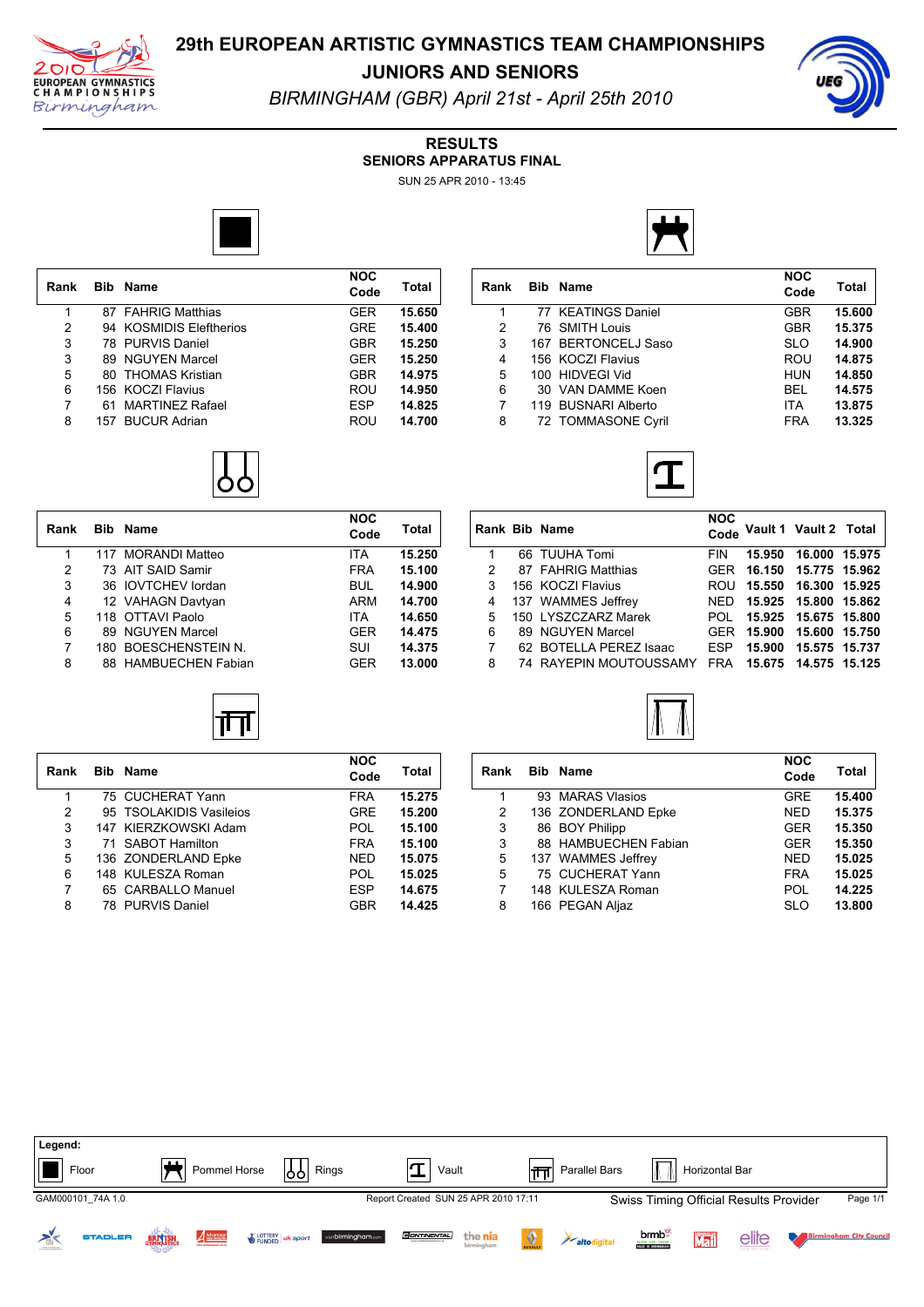# 29th EUROPEAN ARTISTIC GYMNASTICS TEAM CHAMPIONSHIPS

## JUNIORS AND SENIORS

*BIRMINGHAM (GBR) April 21st - April 25th 2010*

## RESULTS
### SENIORS APPARATUS FINAL

SUN 25 APR 2010 - 13:45

**Floor**

| Rank | Bib | Name | NOC Code | Total |
|---|---|---|---|---|
| 1 | 87 | FAHRIG Matthias | GER | **15.650** |
| 2 | 94 | KOSMIDIS Eleftherios | GRE | **15.400** |
| 3 | 78 | PURVIS Daniel | GBR | **15.250** |
| 3 | 89 | NGUYEN Marcel | GER | **15.250** |
| 5 | 80 | THOMAS Kristian | GBR | **14.975** |
| 6 | 156 | KOCZI Flavius | ROU | **14.950** |
| 7 | 61 | MARTINEZ Rafael | ESP | **14.825** |
| 8 | 157 | BUCUR Adrian | ROU | **14.700** |

**Pommel Horse**

| Rank | Bib | Name | NOC Code | Total |
|---|---|---|---|---|
| 1 | 77 | KEATINGS Daniel | GBR | **15.600** |
| 2 | 76 | SMITH Louis | GBR | **15.375** |
| 3 | 167 | BERTONCELJ Saso | SLO | **14.900** |
| 4 | 156 | KOCZI Flavius | ROU | **14.875** |
| 5 | 100 | HIDVEGI Vid | HUN | **14.850** |
| 6 | 30 | VAN DAMME Koen | BEL | **14.575** |
| 7 | 119 | BUSNARI Alberto | ITA | **13.875** |
| 8 | 72 | TOMMASONE Cyril | FRA | **13.325** |

**Rings**

| Rank | Bib | Name | NOC Code | Total |
|---|---|---|---|---|
| 1 | 117 | MORANDI Matteo | ITA | **15.250** |
| 2 | 73 | AIT SAID Samir | FRA | **15.100** |
| 3 | 36 | IOVTCHEV Iordan | BUL | **14.900** |
| 4 | 12 | VAHAGN Davtyan | ARM | **14.700** |
| 5 | 118 | OTTAVI Paolo | ITA | **14.650** |
| 6 | 89 | NGUYEN Marcel | GER | **14.475** |
| 7 | 180 | BOESCHENSTEIN N. | SUI | **14.375** |
| 8 | 88 | HAMBUECHEN Fabian | GER | **13.000** |

**Vault**

| Rank | Bib | Name | NOC Code | Vault 1 | Vault 2 | Total |
|---|---|---|---|---|---|---|
| 1 | 66 | TUUHA Tomi | FIN | **15.950** | **16.000** | **15.975** |
| 2 | 87 | FAHRIG Matthias | GER | **16.150** | **15.775** | **15.962** |
| 3 | 156 | KOCZI Flavius | ROU | **15.550** | **16.300** | **15.925** |
| 4 | 137 | WAMMES Jeffrey | NED | **15.925** | **15.800** | **15.862** |
| 5 | 150 | LYSZCZARZ Marek | POL | **15.925** | **15.675** | **15.800** |
| 6 | 89 | NGUYEN Marcel | GER | **15.900** | **15.600** | **15.750** |
| 7 | 62 | BOTELLA PEREZ Isaac | ESP | **15.900** | **15.575** | **15.737** |
| 8 | 74 | RAYEPIN MOUTOUSSAMY | FRA | **15.675** | **14.575** | **15.125** |

**Parallel Bars**

| Rank | Bib | Name | NOC Code | Total |
|---|---|---|---|---|
| 1 | 75 | CUCHERAT Yann | FRA | **15.275** |
| 2 | 95 | TSOLAKIDIS Vasileios | GRE | **15.200** |
| 3 | 147 | KIERZKOWSKI Adam | POL | **15.100** |
| 3 | 71 | SABOT Hamilton | FRA | **15.100** |
| 5 | 136 | ZONDERLAND Epke | NED | **15.075** |
| 6 | 148 | KULESZA Roman | POL | **15.025** |
| 7 | 65 | CARBALLO Manuel | ESP | **14.675** |
| 8 | 78 | PURVIS Daniel | GBR | **14.425** |

**Horizontal Bar**

| Rank | Bib | Name | NOC Code | Total |
|---|---|---|---|---|
| 1 | 93 | MARAS Vlasios | GRE | **15.400** |
| 2 | 136 | ZONDERLAND Epke | NED | **15.375** |
| 3 | 86 | BOY Philipp | GER | **15.350** |
| 3 | 88 | HAMBUECHEN Fabian | GER | **15.350** |
| 5 | 137 | WAMMES Jeffrey | NED | **15.025** |
| 5 | 75 | CUCHERAT Yann | FRA | **15.025** |
| 7 | 148 | KULESZA Roman | POL | **14.225** |
| 8 | 166 | PEGAN Aljaz | SLO | **13.800** |

**Legend:** Floor, Pommel Horse, Rings, Vault, Parallel Bars, Horizontal Bar

GAM000101_74A 1.0 — Report Created SUN 25 APR 2010 17:11 — Swiss Timing Official Results Provider